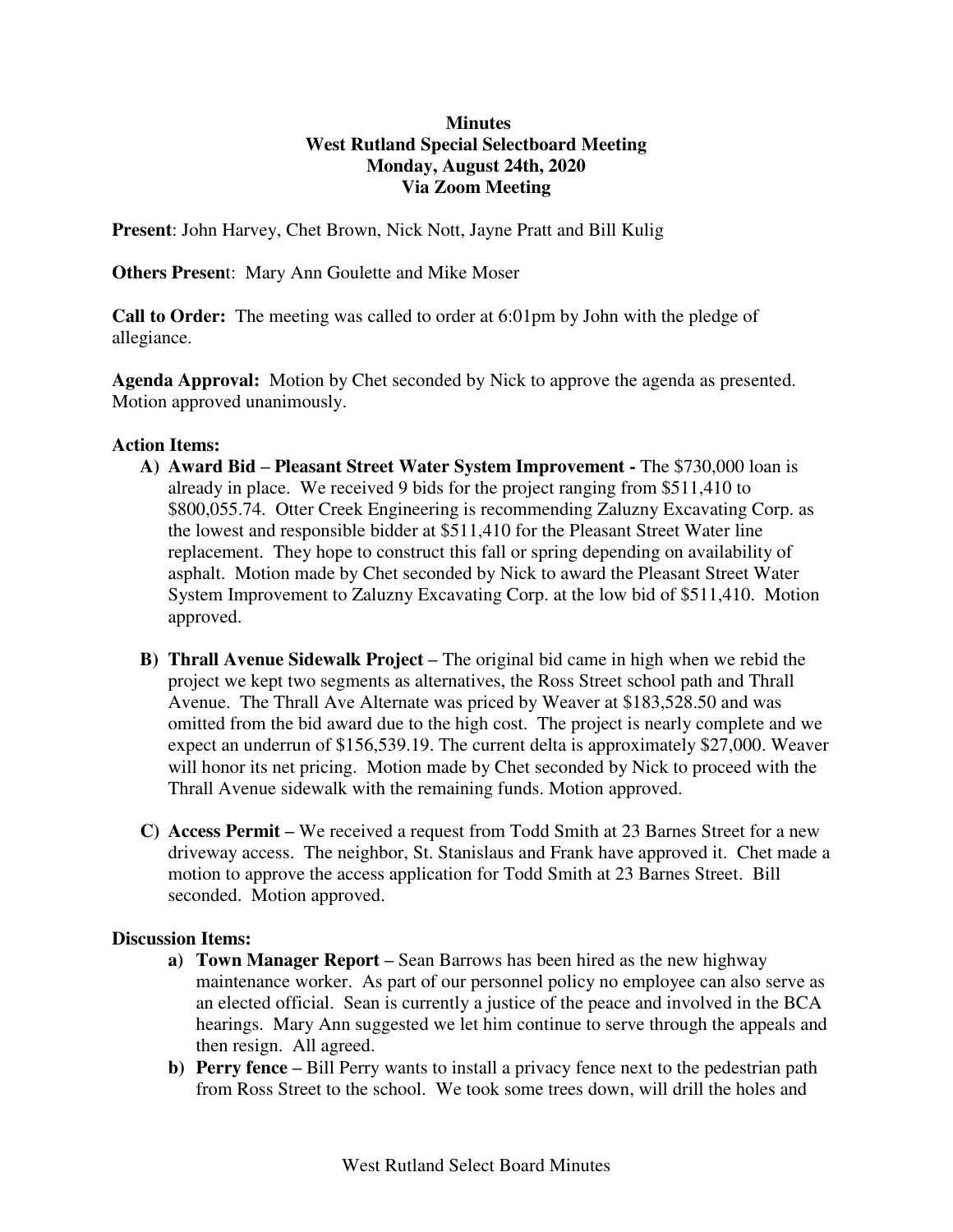**Minutes**
**West Rutland Special Selectboard Meeting**
**Monday, August 24th, 2020**
**Via Zoom Meeting**

**Present**: John Harvey, Chet Brown, Nick Nott, Jayne Pratt and Bill Kulig

**Others Presen**t: Mary Ann Goulette and Mike Moser

**Call to Order:** The meeting was called to order at 6:01pm by John with the pledge of allegiance.

**Agenda Approval:** Motion by Chet seconded by Nick to approve the agenda as presented. Motion approved unanimously.

**Action Items:**

A) **Award Bid – Pleasant Street Water System Improvement -** The $730,000 loan is already in place. We received 9 bids for the project ranging from $511,410 to $800,055.74. Otter Creek Engineering is recommending Zaluzny Excavating Corp. as the lowest and responsible bidder at $511,410 for the Pleasant Street Water line replacement. They hope to construct this fall or spring depending on availability of asphalt. Motion made by Chet seconded by Nick to award the Pleasant Street Water System Improvement to Zaluzny Excavating Corp. at the low bid of $511,410. Motion approved.

B) **Thrall Avenue Sidewalk Project –** The original bid came in high when we rebid the project we kept two segments as alternatives, the Ross Street school path and Thrall Avenue. The Thrall Ave Alternate was priced by Weaver at $183,528.50 and was omitted from the bid award due to the high cost. The project is nearly complete and we expect an underrun of $156,539.19. The current delta is approximately $27,000. Weaver will honor its net pricing. Motion made by Chet seconded by Nick to proceed with the Thrall Avenue sidewalk with the remaining funds. Motion approved.

C) **Access Permit –** We received a request from Todd Smith at 23 Barnes Street for a new driveway access. The neighbor, St. Stanislaus and Frank have approved it. Chet made a motion to approve the access application for Todd Smith at 23 Barnes Street. Bill seconded. Motion approved.

**Discussion Items:**

a) **Town Manager Report –** Sean Barrows has been hired as the new highway maintenance worker. As part of our personnel policy no employee can also serve as an elected official. Sean is currently a justice of the peace and involved in the BCA hearings. Mary Ann suggested we let him continue to serve through the appeals and then resign. All agreed.

b) **Perry fence –** Bill Perry wants to install a privacy fence next to the pedestrian path from Ross Street to the school. We took some trees down, will drill the holes and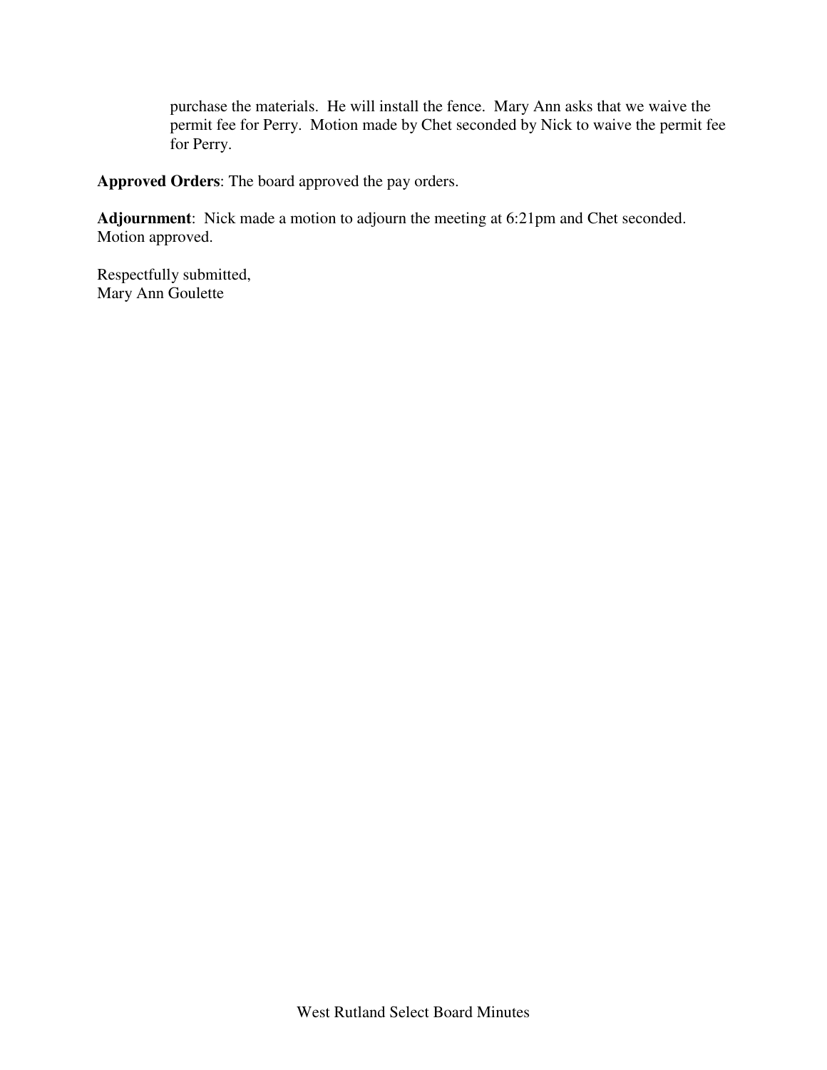purchase the materials. He will install the fence. Mary Ann asks that we waive the permit fee for Perry. Motion made by Chet seconded by Nick to waive the permit fee for Perry.

**Approved Orders**: The board approved the pay orders.

**Adjournment**: Nick made a motion to adjourn the meeting at 6:21pm and Chet seconded. Motion approved.

Respectfully submitted,
Mary Ann Goulette